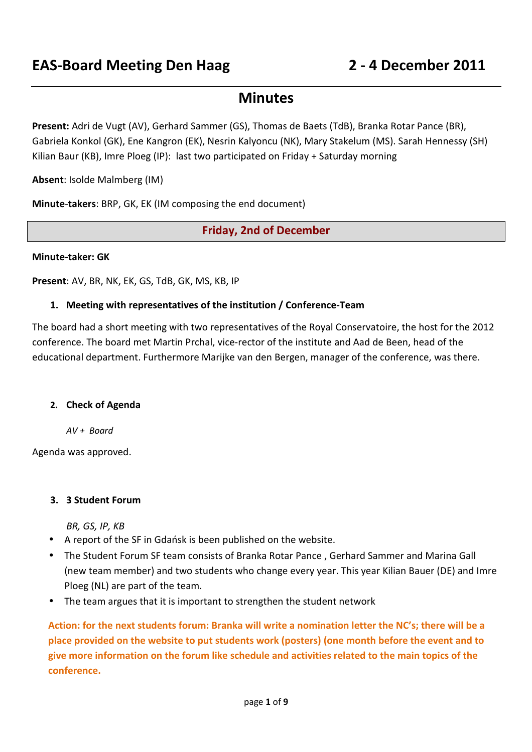# EAS-Board Meeting Den Haag 2 - 4 December 2011

## Minutes

**Present:** Adri de Vugt (AV), Gerhard Sammer (GS), Thomas de Baets (TdB), Branka Rotar Pance (BR), Gabriela Konkol (GK), Ene Kangron (EK), Nesrin Kalyoncu (NK), Mary Stakelum (MS). Sarah Hennessy (SH) Kilian Baur (KB), Imre Ploeg (IP): last two participated on Friday + Saturday morning

**Absent**: Isolde Malmberg (IM)

**Minute-takers**: BRP, GK, EK (IM composing the end document)

## Friday, 2nd of December

**Minute-taker: GK**

**Present**: AV, BR, NK, EK, GS, TdB, GK, MS, KB, IP

### 1. Meeting with representatives of the institution / Conference-Team

The board had a short meeting with two representatives of the Royal Conservatoire, the host for the 2012 conference. The board met Martin Prchal, vice-rector of the institute and Aad de Been, head of the educational department. Furthermore Marijke van den Bergen, manager of the conference, was there.

### 2. Check of Agenda

*AV + Board*

Agenda was approved.

### 3. 3 Student Forum

*BR, GS, IP, KB*

- A report of the SF in Gdańsk is been published on the website.
- The Student Forum SF team consists of Branka Rotar Pance , Gerhard Sammer and Marina Gall (new team member) and two students who change every year. This year Kilian Bauer (DE) and Imre Ploeg (NL) are part of the team.
- The team argues that it is important to strengthen the student network

**Action: for the next students forum: Branka will write a nomination letter the NC's; there will be a place provided on the website to put students work (posters) (one month before the event and to give more information on the forum like schedule and activities related to the main topics of the conference.**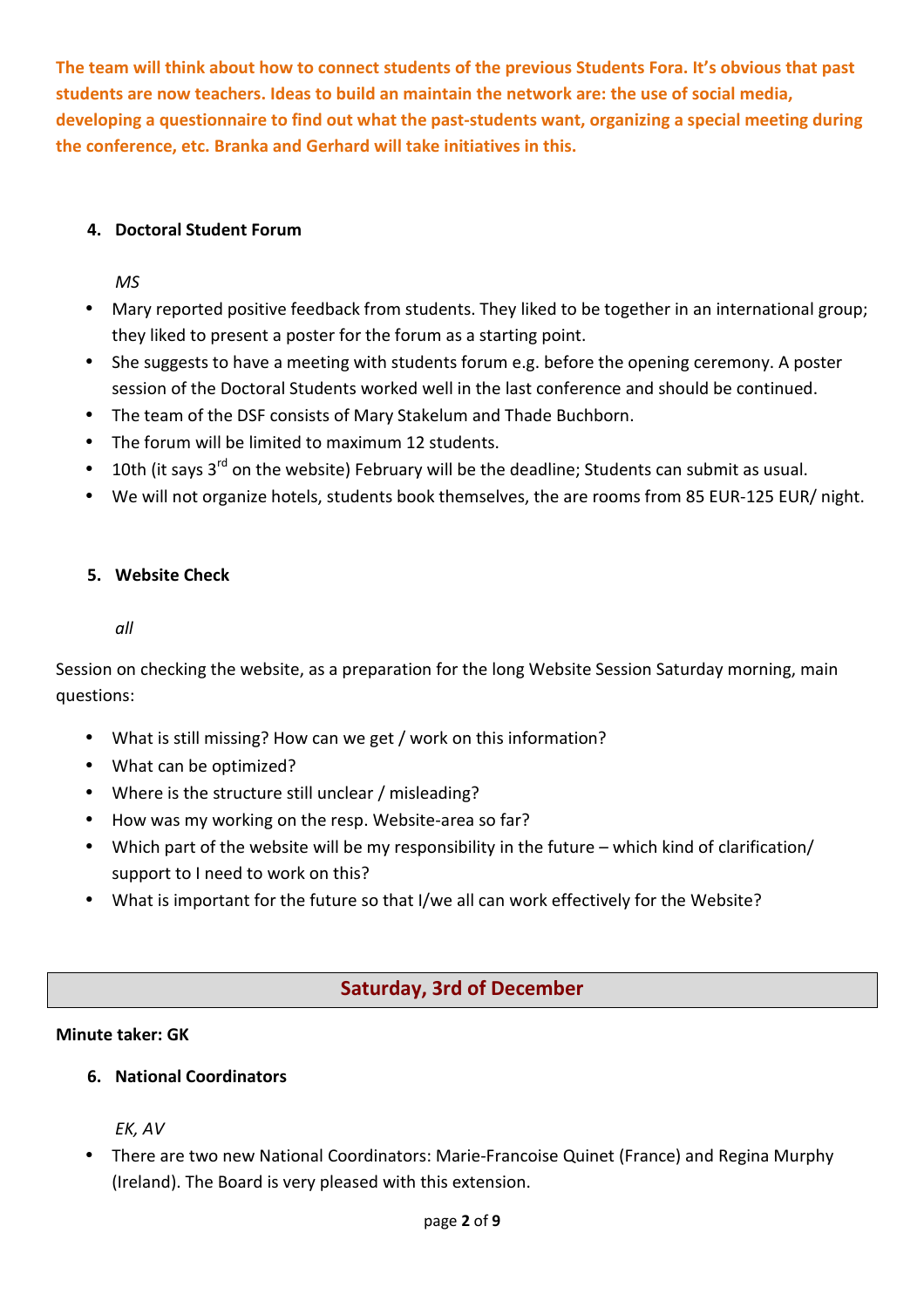**The team will think about how to connect students of the previous Students Fora. It's obvious that past students are now teachers. Ideas to build an maintain the network are: the use of social media, developing a questionnaire to find out what the past-students want, organizing a special meeting during the conference, etc. Branka and Gerhard will take initiatives in this.**

4. **Doctoral Student Forum**

   *MS*

- Mary reported positive feedback from students. They liked to be together in an international group; they liked to present a poster for the forum as a starting point.
- She suggests to have a meeting with students forum e.g. before the opening ceremony. A poster session of the Doctoral Students worked well in the last conference and should be continued.
- The team of the DSF consists of Mary Stakelum and Thade Buchborn.
- The forum will be limited to maximum 12 students.
- 10th (it says 3rd on the website) February will be the deadline; Students can submit as usual.
- We will not organize hotels, students book themselves, the are rooms from 85 EUR-125 EUR/ night.

5. **Website Check**

   *all*

Session on checking the website, as a preparation for the long Website Session Saturday morning, main questions:

- What is still missing? How can we get / work on this information?
- What can be optimized?
- Where is the structure still unclear / misleading?
- How was my working on the resp. Website-area so far?
- Which part of the website will be my responsibility in the future – which kind of clarification/ support to I need to work on this?
- What is important for the future so that I/we all can work effectively for the Website?

## Saturday, 3rd of December

**Minute taker: GK**

6. **National Coordinators**

   *EK, AV*

- There are two new National Coordinators: Marie-Francoise Quinet (France) and Regina Murphy (Ireland). The Board is very pleased with this extension.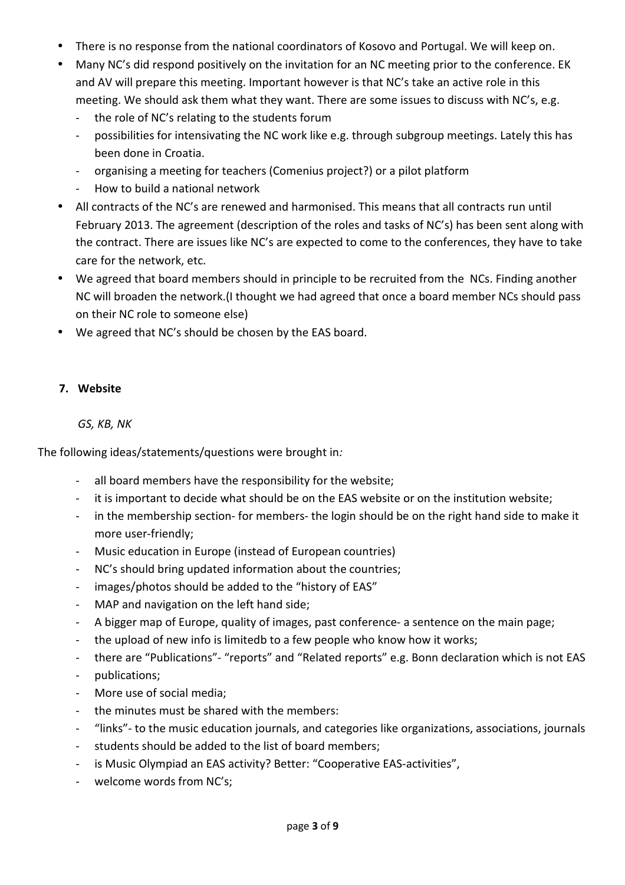- There is no response from the national coordinators of Kosovo and Portugal. We will keep on.
- Many NC's did respond positively on the invitation for an NC meeting prior to the conference. EK and AV will prepare this meeting. Important however is that NC's take an active role in this meeting. We should ask them what they want. There are some issues to discuss with NC's, e.g.
  - the role of NC's relating to the students forum
  - possibilities for intensivating the NC work like e.g. through subgroup meetings. Lately this has been done in Croatia.
  - organising a meeting for teachers (Comenius project?) or a pilot platform
  - How to build a national network
- All contracts of the NC's are renewed and harmonised. This means that all contracts run until February 2013. The agreement (description of the roles and tasks of NC's) has been sent along with the contract. There are issues like NC's are expected to come to the conferences, they have to take care for the network, etc.
- We agreed that board members should in principle to be recruited from the NCs. Finding another NC will broaden the network.(I thought we had agreed that once a board member NCs should pass on their NC role to someone else)
- We agreed that NC's should be chosen by the EAS board.

## 7. Website

*GS, KB, NK*

The following ideas/statements/questions were brought in*:*

- all board members have the responsibility for the website;
- it is important to decide what should be on the EAS website or on the institution website;
- in the membership section- for members- the login should be on the right hand side to make it more user-friendly;
- Music education in Europe (instead of European countries)
- NC's should bring updated information about the countries;
- images/photos should be added to the "history of EAS"
- MAP and navigation on the left hand side;
- A bigger map of Europe, quality of images, past conference- a sentence on the main page;
- the upload of new info is limitedb to a few people who know how it works;
- there are "Publications"- "reports" and "Related reports" e.g. Bonn declaration which is not EAS
- publications;
- More use of social media;
- the minutes must be shared with the members:
- "links"- to the music education journals, and categories like organizations, associations, journals
- students should be added to the list of board members;
- is Music Olympiad an EAS activity? Better: "Cooperative EAS-activities",
- welcome words from NC's;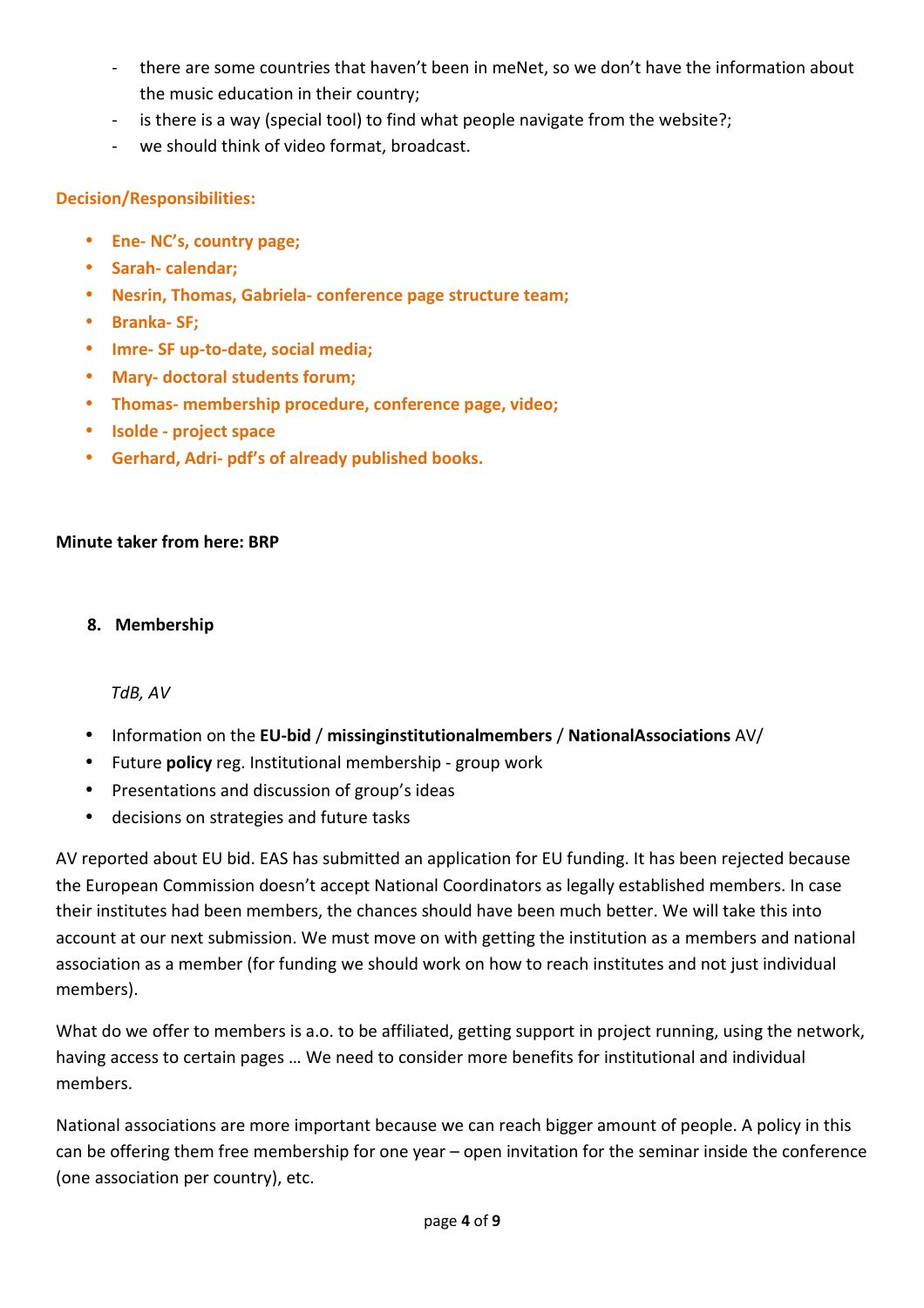- there are some countries that haven't been in meNet, so we don't have the information about the music education in their country;
- is there is a way (special tool) to find what people navigate from the website?;
- we should think of video format, broadcast.

**Decision/Responsibilities:**

- **Ene- NC's, country page;**
- **Sarah- calendar;**
- **Nesrin, Thomas, Gabriela- conference page structure team;**
- **Branka- SF;**
- **Imre- SF up-to-date, social media;**
- **Mary- doctoral students forum;**
- **Thomas- membership procedure, conference page, video;**
- **Isolde - project space**
- **Gerhard, Adri- pdf's of already published books.**

**Minute taker from here: BRP**

8. **Membership**

*TdB, AV*

- Information on the **EU-bid** / **missinginstitutionalmembers** / **NationalAssociations** AV/
- Future **policy** reg. Institutional membership - group work
- Presentations and discussion of group's ideas
- decisions on strategies and future tasks

AV reported about EU bid. EAS has submitted an application for EU funding. It has been rejected because the European Commission doesn't accept National Coordinators as legally established members. In case their institutes had been members, the chances should have been much better. We will take this into account at our next submission. We must move on with getting the institution as a members and national association as a member (for funding we should work on how to reach institutes and not just individual members).

What do we offer to members is a.o. to be affiliated, getting support in project running, using the network, having access to certain pages … We need to consider more benefits for institutional and individual members.

National associations are more important because we can reach bigger amount of people. A policy in this can be offering them free membership for one year – open invitation for the seminar inside the conference (one association per country), etc.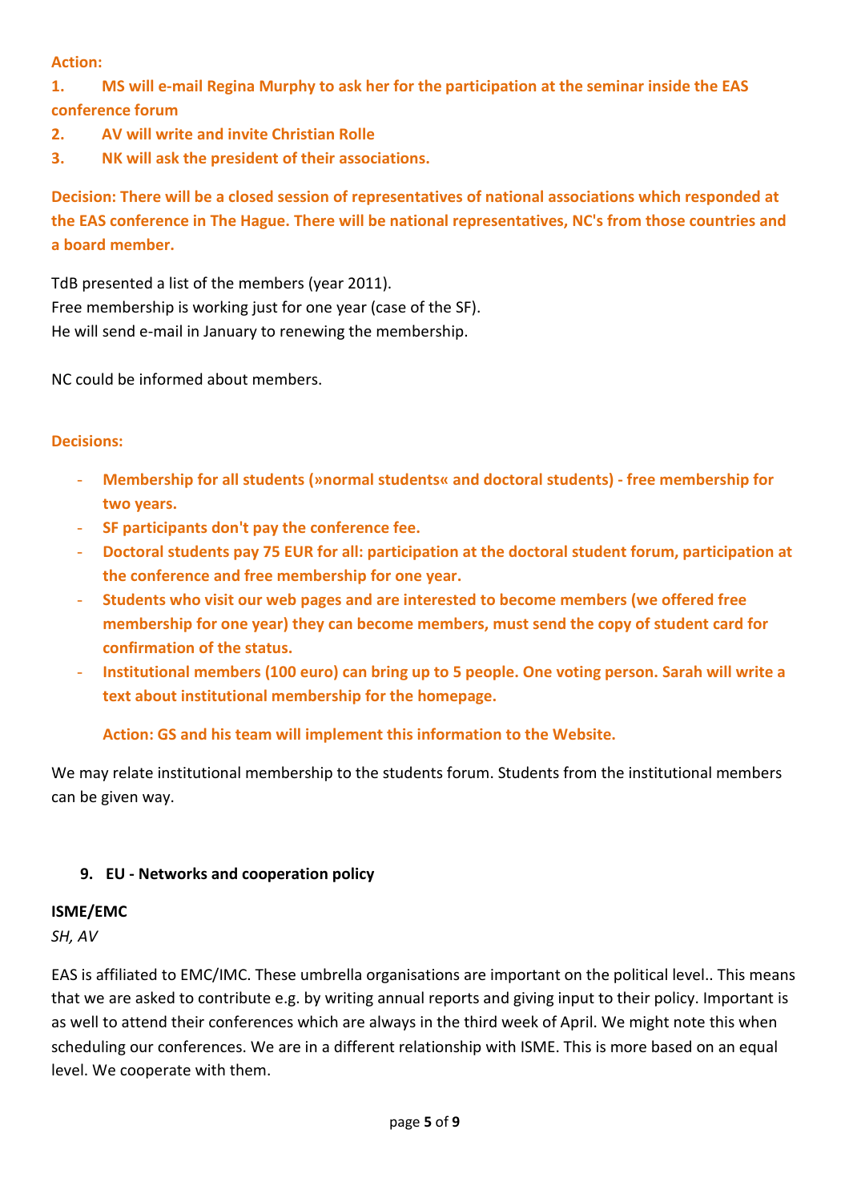**Action:**

1. **MS will e-mail Regina Murphy to ask her for the participation at the seminar inside the EAS conference forum**
2. **AV will write and invite Christian Rolle**
3. **NK will ask the president of their associations.**

**Decision: There will be a closed session of representatives of national associations which responded at the EAS conference in The Hague. There will be national representatives, NC's from those countries and a board member.**

TdB presented a list of the members (year 2011).
Free membership is working just for one year (case of the SF).
He will send e-mail in January to renewing the membership.

NC could be informed about members.

**Decisions:**

- **Membership for all students (»normal students« and doctoral students) - free membership for two years.**
- **SF participants don't pay the conference fee.**
- **Doctoral students pay 75 EUR for all: participation at the doctoral student forum, participation at the conference and free membership for one year.**
- **Students who visit our web pages and are interested to become members (we offered free membership for one year) they can become members, must send the copy of student card for confirmation of the status.**
- **Institutional members (100 euro) can bring up to 5 people. One voting person. Sarah will write a text about institutional membership for the homepage.**

  **Action: GS and his team will implement this information to the Website.**

We may relate institutional membership to the students forum. Students from the institutional members can be given way.

## 9. EU - Networks and cooperation policy

### ISME/EMC

*SH, AV*

EAS is affiliated to EMC/IMC. These umbrella organisations are important on the political level.. This means that we are asked to contribute e.g. by writing annual reports and giving input to their policy. Important is as well to attend their conferences which are always in the third week of April. We might note this when scheduling our conferences. We are in a different relationship with ISME. This is more based on an equal level. We cooperate with them.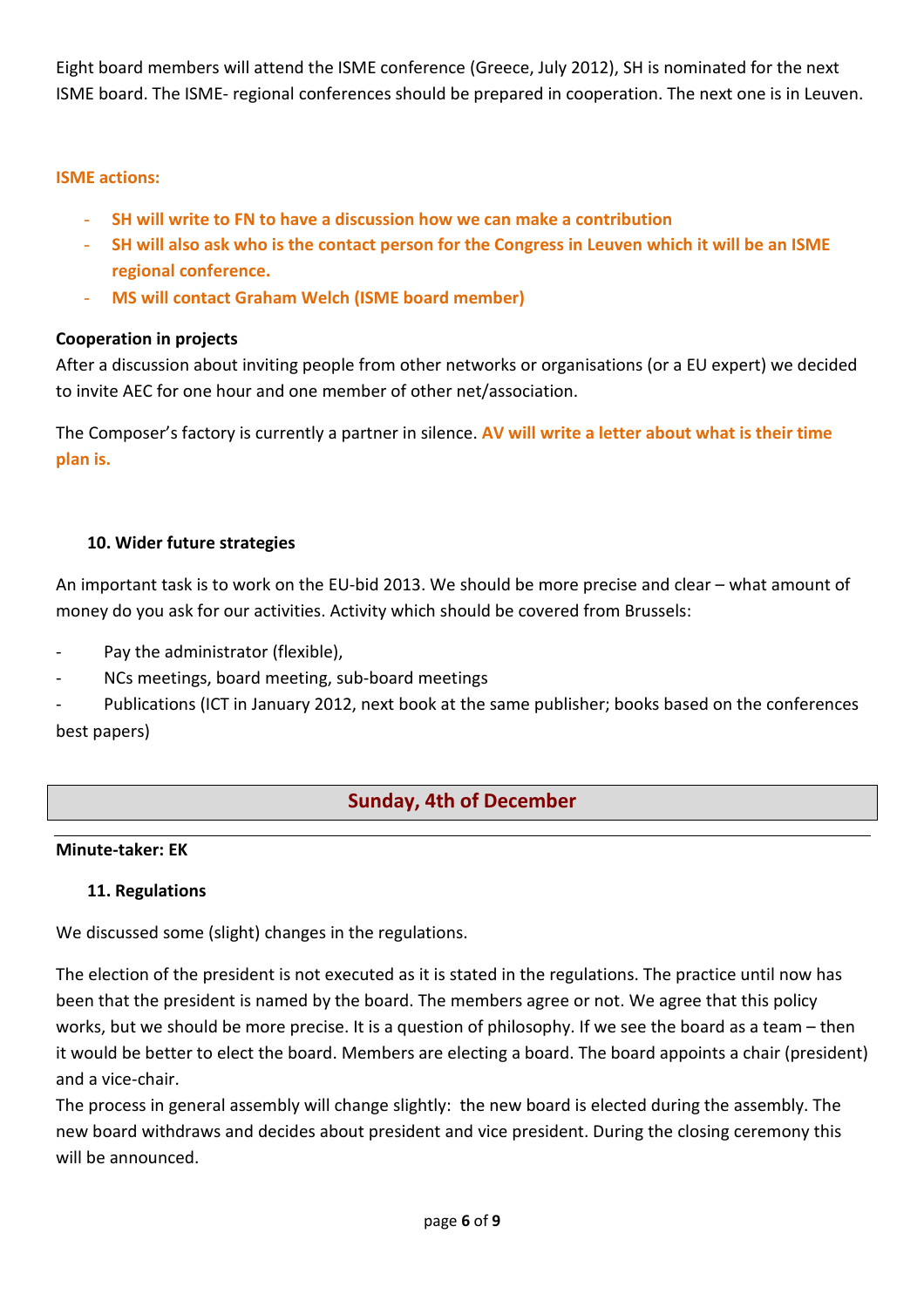Eight board members will attend the ISME conference (Greece, July 2012), SH is nominated for the next ISME board. The ISME- regional conferences should be prepared in cooperation. The next one is in Leuven.

**ISME actions:**

- **SH will write to FN to have a discussion how we can make a contribution**
- **SH will also ask who is the contact person for the Congress in Leuven which it will be an ISME regional conference.**
- **MS will contact Graham Welch (ISME board member)**

**Cooperation in projects**

After a discussion about inviting people from other networks or organisations (or a EU expert) we decided to invite AEC for one hour and one member of other net/association.

The Composer's factory is currently a partner in silence. **AV will write a letter about what is their time plan is.**

### 10. Wider future strategies

An important task is to work on the EU-bid 2013. We should be more precise and clear – what amount of money do you ask for our activities. Activity which should be covered from Brussels:

- Pay the administrator (flexible),
- NCs meetings, board meeting, sub-board meetings
- Publications (ICT in January 2012, next book at the same publisher; books based on the conferences best papers)

## Sunday, 4th of December

**Minute-taker: EK**

### 11. Regulations

We discussed some (slight) changes in the regulations.

The election of the president is not executed as it is stated in the regulations. The practice until now has been that the president is named by the board. The members agree or not. We agree that this policy works, but we should be more precise. It is a question of philosophy. If we see the board as a team – then it would be better to elect the board. Members are electing a board. The board appoints a chair (president) and a vice-chair.

The process in general assembly will change slightly: the new board is elected during the assembly. The new board withdraws and decides about president and vice president. During the closing ceremony this will be announced.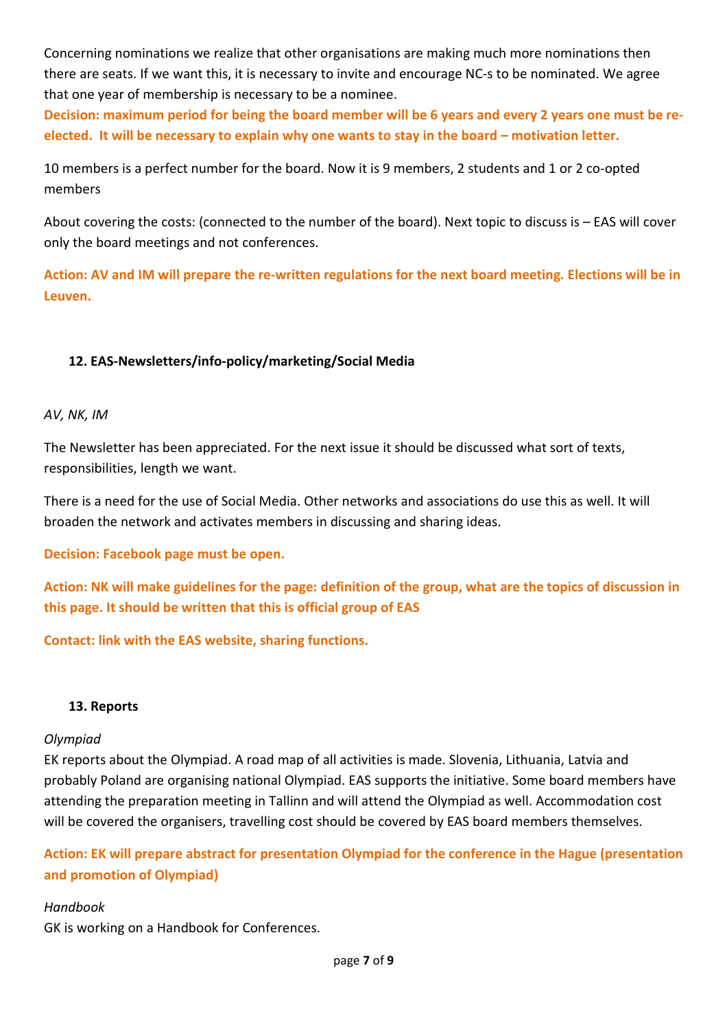Concerning nominations we realize that other organisations are making much more nominations then there are seats. If we want this, it is necessary to invite and encourage NC-s to be nominated. We agree that one year of membership is necessary to be a nominee.

**Decision: maximum period for being the board member will be 6 years and every 2 years one must be re-elected. It will be necessary to explain why one wants to stay in the board – motivation letter.**

10 members is a perfect number for the board. Now it is 9 members, 2 students and 1 or 2 co-opted members

About covering the costs: (connected to the number of the board). Next topic to discuss is – EAS will cover only the board meetings and not conferences.

**Action: AV and IM will prepare the re-written regulations for the next board meeting. Elections will be in Leuven.**

### 12. EAS-Newsletters/info-policy/marketing/Social Media

*AV, NK, IM*

The Newsletter has been appreciated. For the next issue it should be discussed what sort of texts, responsibilities, length we want.

There is a need for the use of Social Media. Other networks and associations do use this as well. It will broaden the network and activates members in discussing and sharing ideas.

**Decision: Facebook page must be open.**

**Action: NK will make guidelines for the page: definition of the group, what are the topics of discussion in this page. It should be written that this is official group of EAS**

**Contact: link with the EAS website, sharing functions.**

### 13. Reports

*Olympiad*

EK reports about the Olympiad. A road map of all activities is made. Slovenia, Lithuania, Latvia and probably Poland are organising national Olympiad. EAS supports the initiative. Some board members have attending the preparation meeting in Tallinn and will attend the Olympiad as well. Accommodation cost will be covered the organisers, travelling cost should be covered by EAS board members themselves.

**Action: EK will prepare abstract for presentation Olympiad for the conference in the Hague (presentation and promotion of Olympiad)**

*Handbook*

GK is working on a Handbook for Conferences.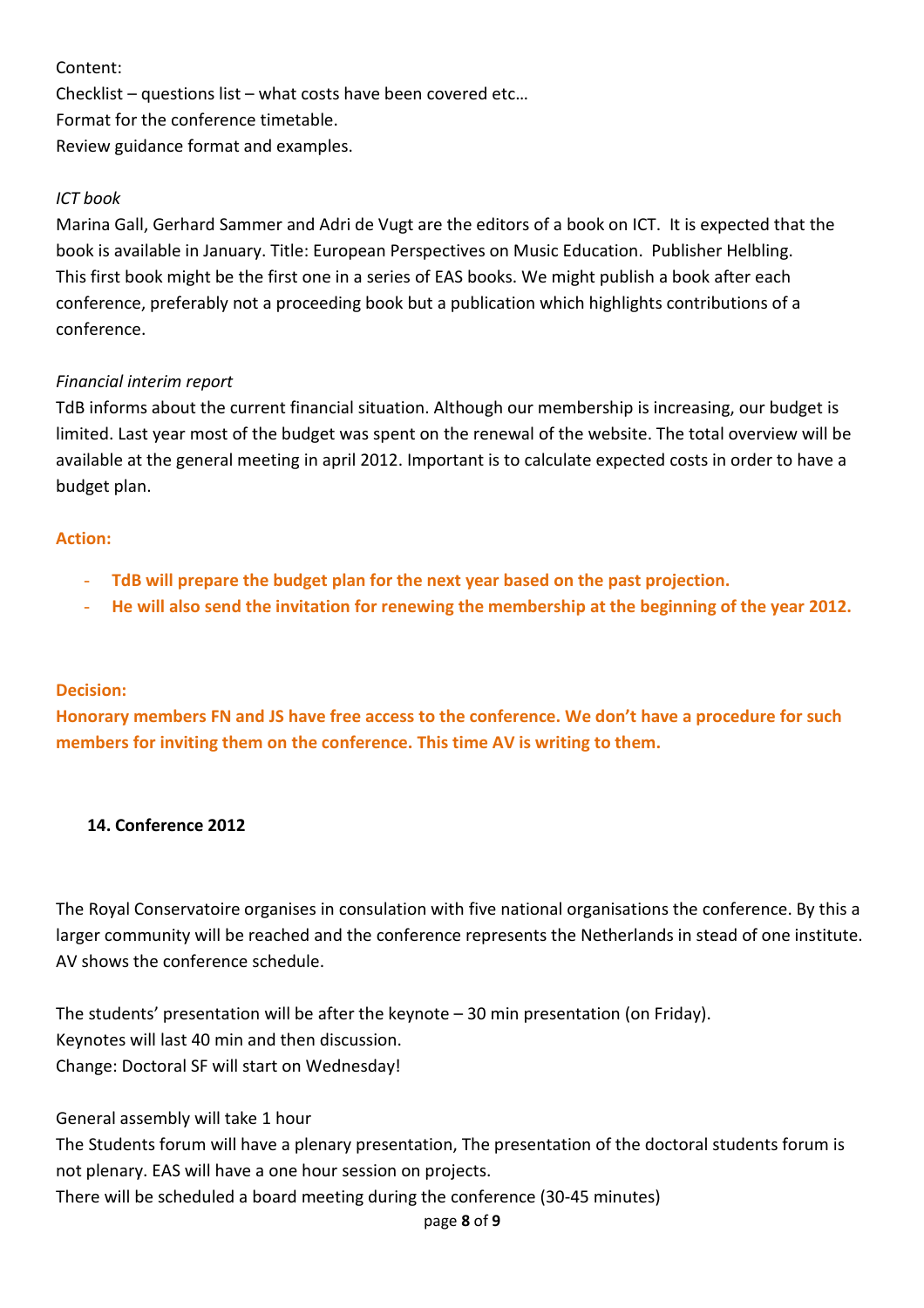Content:
Checklist – questions list – what costs have been covered etc…
Format for the conference timetable.
Review guidance format and examples.

*ICT book*

Marina Gall, Gerhard Sammer and Adri de Vugt are the editors of a book on ICT. It is expected that the book is available in January. Title: European Perspectives on Music Education. Publisher Helbling.
This first book might be the first one in a series of EAS books. We might publish a book after each conference, preferably not a proceeding book but a publication which highlights contributions of a conference.

*Financial interim report*

TdB informs about the current financial situation. Although our membership is increasing, our budget is limited. Last year most of the budget was spent on the renewal of the website. The total overview will be available at the general meeting in april 2012. Important is to calculate expected costs in order to have a budget plan.

**Action:**

- **TdB will prepare the budget plan for the next year based on the past projection.**
- **He will also send the invitation for renewing the membership at the beginning of the year 2012.**

**Decision:**

**Honorary members FN and JS have free access to the conference. We don't have a procedure for such members for inviting them on the conference. This time AV is writing to them.**

**14. Conference 2012**

The Royal Conservatoire organises in consulation with five national organisations the conference. By this a larger community will be reached and the conference represents the Netherlands in stead of one institute. AV shows the conference schedule.

The students' presentation will be after the keynote – 30 min presentation (on Friday).
Keynotes will last 40 min and then discussion.
Change: Doctoral SF will start on Wednesday!

General assembly will take 1 hour
The Students forum will have a plenary presentation, The presentation of the doctoral students forum is not plenary. EAS will have a one hour session on projects.
There will be scheduled a board meeting during the conference (30-45 minutes)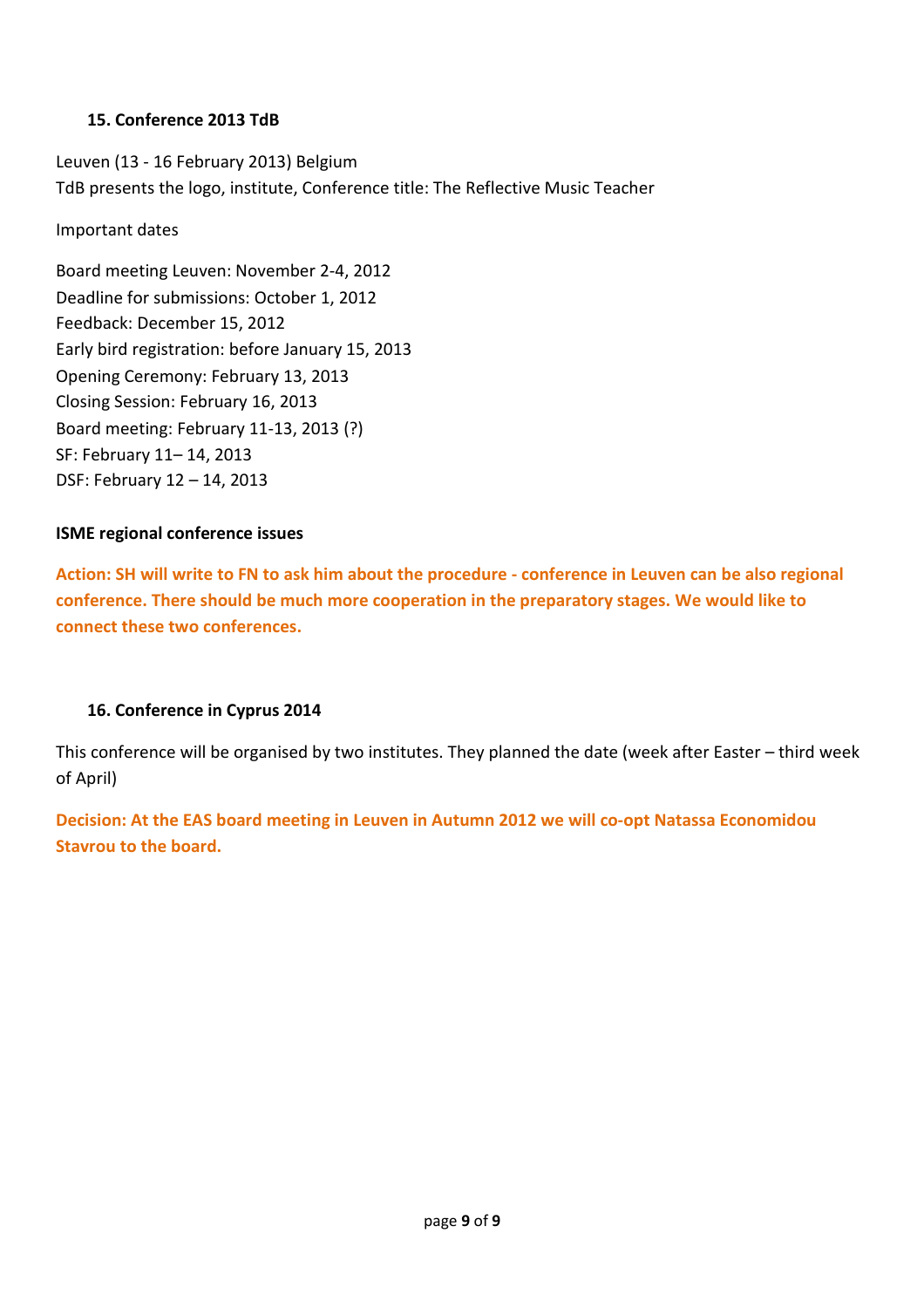### 15. Conference 2013 TdB

Leuven (13 - 16 February 2013) Belgium
TdB presents the logo, institute, Conference title: The Reflective Music Teacher

Important dates

Board meeting Leuven: November 2-4, 2012
Deadline for submissions: October 1, 2012
Feedback: December 15, 2012
Early bird registration: before January 15, 2013
Opening Ceremony: February 13, 2013
Closing Session: February 16, 2013
Board meeting: February 11-13, 2013 (?)
SF: February 11– 14, 2013
DSF: February 12 – 14, 2013

**ISME regional conference issues**

**Action: SH will write to FN to ask him about the procedure - conference in Leuven can be also regional conference. There should be much more cooperation in the preparatory stages. We would like to connect these two conferences.**

### 16. Conference in Cyprus 2014

This conference will be organised by two institutes. They planned the date (week after Easter – third week of April)

**Decision: At the EAS board meeting in Leuven in Autumn 2012 we will co-opt Natassa Economidou Stavrou to the board.**